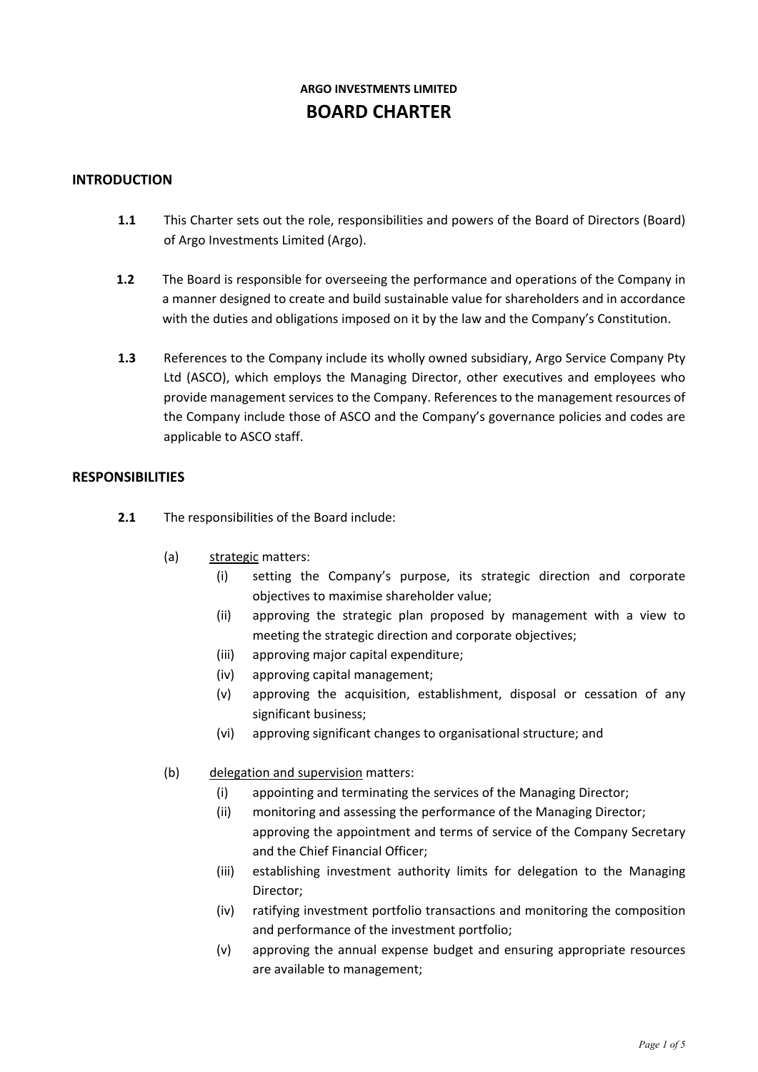**ARGO INVESTMENTS LIMITED**

# BOARD CHARTER

## INTRODUCTION

**1.1** This Charter sets out the role, responsibilities and powers of the Board of Directors (Board) of Argo Investments Limited (Argo).

**1.2** The Board is responsible for overseeing the performance and operations of the Company in a manner designed to create and build sustainable value for shareholders and in accordance with the duties and obligations imposed on it by the law and the Company's Constitution.

**1.3** References to the Company include its wholly owned subsidiary, Argo Service Company Pty Ltd (ASCO), which employs the Managing Director, other executives and employees who provide management services to the Company. References to the management resources of the Company include those of ASCO and the Company's governance policies and codes are applicable to ASCO staff.

## RESPONSIBILITIES

**2.1** The responsibilities of the Board include:

(a) strategic matters:

- (i) setting the Company's purpose, its strategic direction and corporate objectives to maximise shareholder value;
- (ii) approving the strategic plan proposed by management with a view to meeting the strategic direction and corporate objectives;
- (iii) approving major capital expenditure;
- (iv) approving capital management;
- (v) approving the acquisition, establishment, disposal or cessation of any significant business;
- (vi) approving significant changes to organisational structure; and

(b) delegation and supervision matters:

- (i) appointing and terminating the services of the Managing Director;
- (ii) monitoring and assessing the performance of the Managing Director; approving the appointment and terms of service of the Company Secretary and the Chief Financial Officer;
- (iii) establishing investment authority limits for delegation to the Managing Director;
- (iv) ratifying investment portfolio transactions and monitoring the composition and performance of the investment portfolio;
- (v) approving the annual expense budget and ensuring appropriate resources are available to management;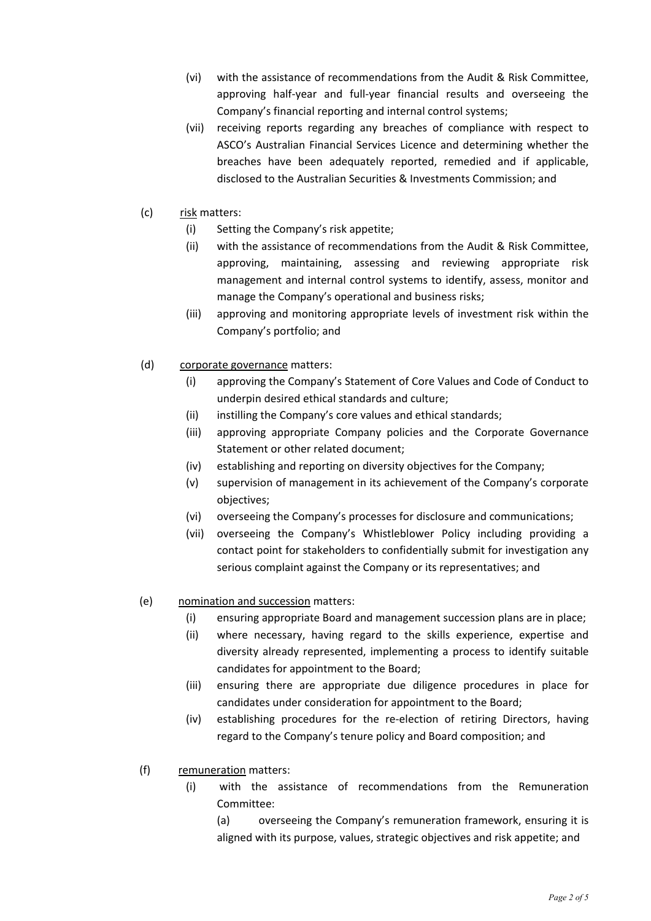(vi) with the assistance of recommendations from the Audit & Risk Committee, approving half-year and full-year financial results and overseeing the Company's financial reporting and internal control systems;

(vii) receiving reports regarding any breaches of compliance with respect to ASCO's Australian Financial Services Licence and determining whether the breaches have been adequately reported, remedied and if applicable, disclosed to the Australian Securities & Investments Commission; and

(c) <u>risk</u> matters:

(i) Setting the Company's risk appetite;

(ii) with the assistance of recommendations from the Audit & Risk Committee, approving, maintaining, assessing and reviewing appropriate risk management and internal control systems to identify, assess, monitor and manage the Company's operational and business risks;

(iii) approving and monitoring appropriate levels of investment risk within the Company's portfolio; and

(d) <u>corporate governance</u> matters:

(i) approving the Company's Statement of Core Values and Code of Conduct to underpin desired ethical standards and culture;

(ii) instilling the Company's core values and ethical standards;

(iii) approving appropriate Company policies and the Corporate Governance Statement or other related document;

(iv) establishing and reporting on diversity objectives for the Company;

(v) supervision of management in its achievement of the Company's corporate objectives;

(vi) overseeing the Company's processes for disclosure and communications;

(vii) overseeing the Company's Whistleblower Policy including providing a contact point for stakeholders to confidentially submit for investigation any serious complaint against the Company or its representatives; and

(e) <u>nomination and succession</u> matters:

(i) ensuring appropriate Board and management succession plans are in place;

(ii) where necessary, having regard to the skills experience, expertise and diversity already represented, implementing a process to identify suitable candidates for appointment to the Board;

(iii) ensuring there are appropriate due diligence procedures in place for candidates under consideration for appointment to the Board;

(iv) establishing procedures for the re-election of retiring Directors, having regard to the Company's tenure policy and Board composition; and

(f) <u>remuneration</u> matters:

(i) with the assistance of recommendations from the Remuneration Committee:

(a) overseeing the Company's remuneration framework, ensuring it is aligned with its purpose, values, strategic objectives and risk appetite; and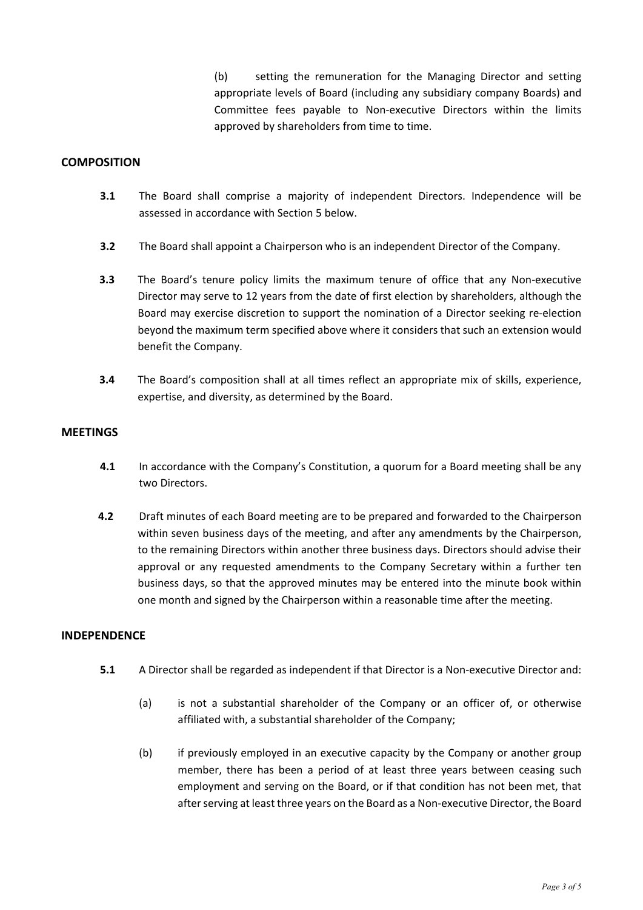(b) setting the remuneration for the Managing Director and setting appropriate levels of Board (including any subsidiary company Boards) and Committee fees payable to Non-executive Directors within the limits approved by shareholders from time to time.

## COMPOSITION

**3.1** The Board shall comprise a majority of independent Directors. Independence will be assessed in accordance with Section 5 below.

**3.2** The Board shall appoint a Chairperson who is an independent Director of the Company.

**3.3** The Board's tenure policy limits the maximum tenure of office that any Non-executive Director may serve to 12 years from the date of first election by shareholders, although the Board may exercise discretion to support the nomination of a Director seeking re-election beyond the maximum term specified above where it considers that such an extension would benefit the Company.

**3.4** The Board's composition shall at all times reflect an appropriate mix of skills, experience, expertise, and diversity, as determined by the Board.

## MEETINGS

**4.1** In accordance with the Company's Constitution, a quorum for a Board meeting shall be any two Directors.

**4.2** Draft minutes of each Board meeting are to be prepared and forwarded to the Chairperson within seven business days of the meeting, and after any amendments by the Chairperson, to the remaining Directors within another three business days. Directors should advise their approval or any requested amendments to the Company Secretary within a further ten business days, so that the approved minutes may be entered into the minute book within one month and signed by the Chairperson within a reasonable time after the meeting.

## INDEPENDENCE

**5.1** A Director shall be regarded as independent if that Director is a Non-executive Director and:

(a) is not a substantial shareholder of the Company or an officer of, or otherwise affiliated with, a substantial shareholder of the Company;

(b) if previously employed in an executive capacity by the Company or another group member, there has been a period of at least three years between ceasing such employment and serving on the Board, or if that condition has not been met, that after serving at least three years on the Board as a Non-executive Director, the Board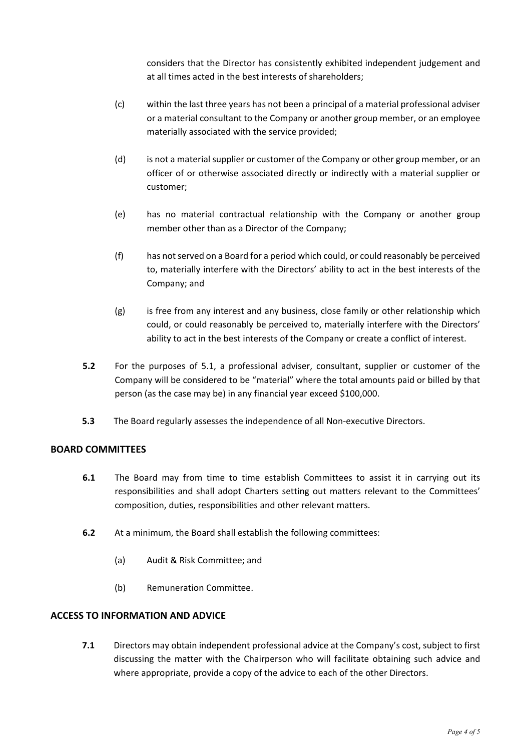considers that the Director has consistently exhibited independent judgement and at all times acted in the best interests of shareholders;

(c) within the last three years has not been a principal of a material professional adviser or a material consultant to the Company or another group member, or an employee materially associated with the service provided;

(d) is not a material supplier or customer of the Company or other group member, or an officer of or otherwise associated directly or indirectly with a material supplier or customer;

(e) has no material contractual relationship with the Company or another group member other than as a Director of the Company;

(f) has not served on a Board for a period which could, or could reasonably be perceived to, materially interfere with the Directors' ability to act in the best interests of the Company; and

(g) is free from any interest and any business, close family or other relationship which could, or could reasonably be perceived to, materially interfere with the Directors' ability to act in the best interests of the Company or create a conflict of interest.

**5.2** For the purposes of 5.1, a professional adviser, consultant, supplier or customer of the Company will be considered to be "material" where the total amounts paid or billed by that person (as the case may be) in any financial year exceed $100,000.

**5.3** The Board regularly assesses the independence of all Non-executive Directors.

## BOARD COMMITTEES

**6.1** The Board may from time to time establish Committees to assist it in carrying out its responsibilities and shall adopt Charters setting out matters relevant to the Committees' composition, duties, responsibilities and other relevant matters.

**6.2** At a minimum, the Board shall establish the following committees:

(a) Audit & Risk Committee; and

(b) Remuneration Committee.

## ACCESS TO INFORMATION AND ADVICE

**7.1** Directors may obtain independent professional advice at the Company's cost, subject to first discussing the matter with the Chairperson who will facilitate obtaining such advice and where appropriate, provide a copy of the advice to each of the other Directors.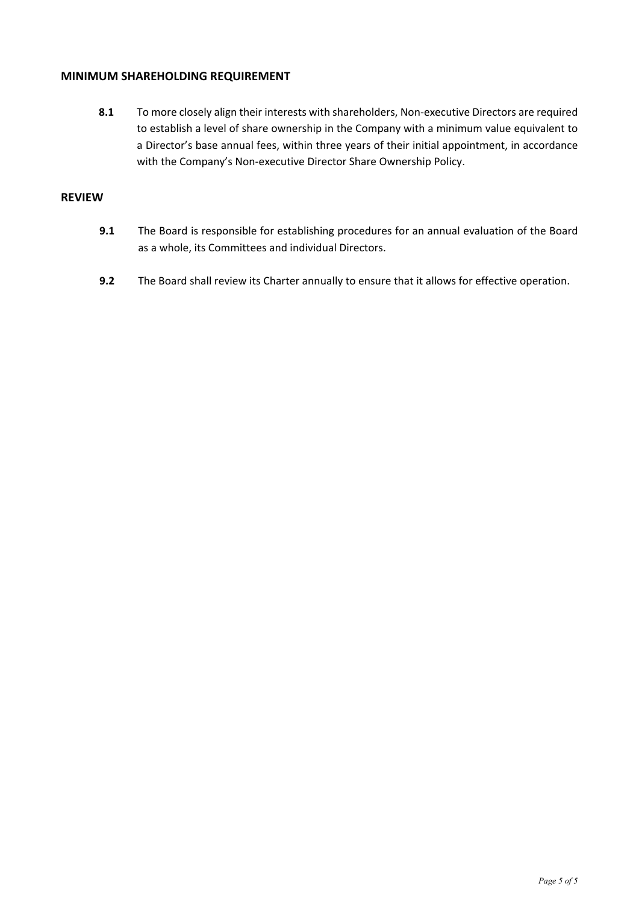## MINIMUM SHAREHOLDING REQUIREMENT

**8.1** To more closely align their interests with shareholders, Non-executive Directors are required to establish a level of share ownership in the Company with a minimum value equivalent to a Director's base annual fees, within three years of their initial appointment, in accordance with the Company's Non-executive Director Share Ownership Policy.

## REVIEW

**9.1** The Board is responsible for establishing procedures for an annual evaluation of the Board as a whole, its Committees and individual Directors.

**9.2** The Board shall review its Charter annually to ensure that it allows for effective operation.